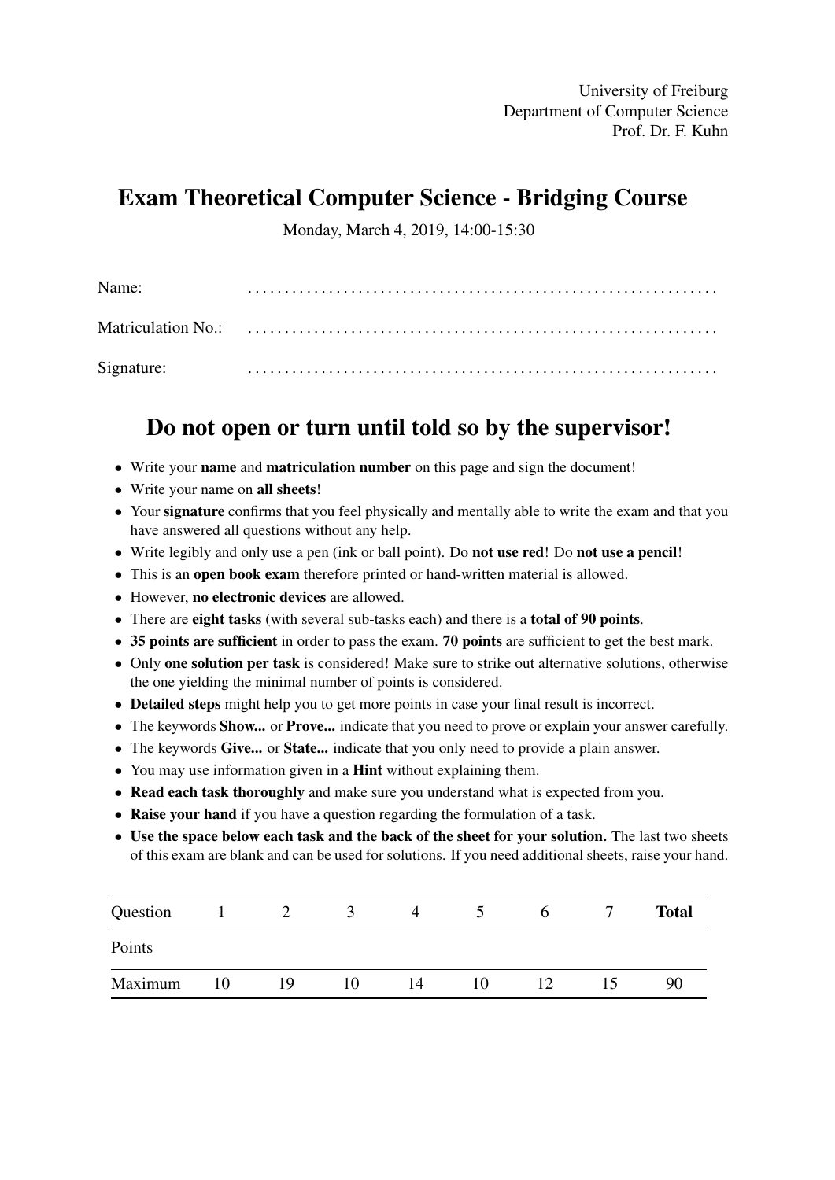University of Freiburg
Department of Computer Science
Prof. Dr. F. Kuhn

# Exam Theoretical Computer Science - Bridging Course

Monday, March 4, 2019, 14:00-15:30

Name: . . . . . . . . . . . . . . . . . . . . . . . . . . . . . . . . . . . . . . . . . . . . . . . . . . . . . . . . . . . . .

Matriculation No.: . . . . . . . . . . . . . . . . . . . . . . . . . . . . . . . . . . . . . . . . . . . . . . . . . . . . . . . . . . . . .

Signature: . . . . . . . . . . . . . . . . . . . . . . . . . . . . . . . . . . . . . . . . . . . . . . . . . . . . . . . . . . . . .

## Do not open or turn until told so by the supervisor!

- Write your **name** and **matriculation number** on this page and sign the document!
- Write your name on **all sheets**!
- Your **signature** confirms that you feel physically and mentally able to write the exam and that you have answered all questions without any help.
- Write legibly and only use a pen (ink or ball point). Do **not use red**! Do **not use a pencil**!
- This is an **open book exam** therefore printed or hand-written material is allowed.
- However, **no electronic devices** are allowed.
- There are **eight tasks** (with several sub-tasks each) and there is a **total of 90 points**.
- **35 points are sufficient** in order to pass the exam. **70 points** are sufficient to get the best mark.
- Only **one solution per task** is considered! Make sure to strike out alternative solutions, otherwise the one yielding the minimal number of points is considered.
- **Detailed steps** might help you to get more points in case your final result is incorrect.
- The keywords **Show...** or **Prove...** indicate that you need to prove or explain your answer carefully.
- The keywords **Give...** or **State...** indicate that you only need to provide a plain answer.
- You may use information given in a **Hint** without explaining them.
- **Read each task thoroughly** and make sure you understand what is expected from you.
- **Raise your hand** if you have a question regarding the formulation of a task.
- **Use the space below each task and the back of the sheet for your solution.** The last two sheets of this exam are blank and can be used for solutions. If you need additional sheets, raise your hand.

| Question | 1 | 2 | 3 | 4 | 5 | 6 | 7 | **Total** |
|---|---|---|---|---|---|---|---|---|
| Points | | | | | | | | |
| Maximum | 10 | 19 | 10 | 14 | 10 | 12 | 15 | 90 |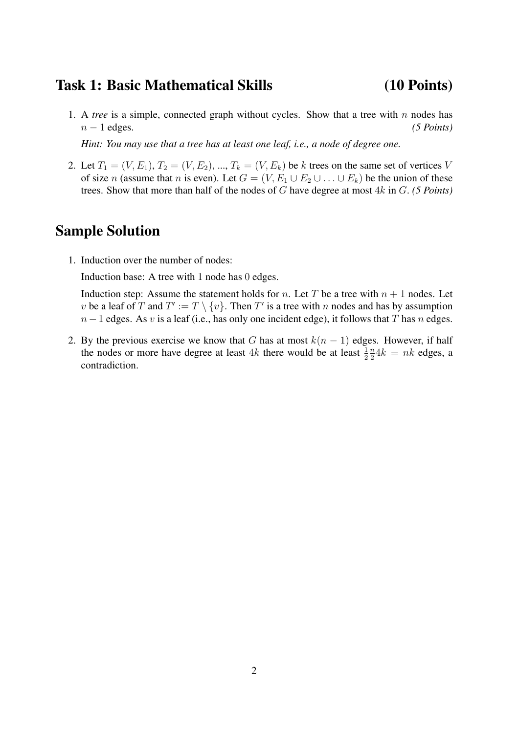# Task 1: Basic Mathematical Skills (10 Points)

1. A *tree* is a simple, connected graph without cycles. Show that a tree with $n$ nodes has $n-1$ edges. ***(5 Points)***

   ***Hint: You may use that a tree has at least one leaf, i.e., a node of degree one.***

2. Let $T_1 = (V, E_1)$, $T_2 = (V, E_2)$, ..., $T_k = (V, E_k)$ be $k$ trees on the same set of vertices $V$ of size $n$ (assume that $n$ is even). Let $G = (V, E_1 \cup E_2 \cup \ldots \cup E_k)$ be the union of these trees. Show that more than half of the nodes of $G$ have degree at most $4k$ in $G$. ***(5 Points)***

# Sample Solution

1. Induction over the number of nodes:

   Induction base: A tree with $1$ node has $0$ edges.

   Induction step: Assume the statement holds for $n$. Let $T$ be a tree with $n+1$ nodes. Let $v$ be a leaf of $T$ and $T' := T \setminus \{v\}$. Then $T'$ is a tree with $n$ nodes and has by assumption $n-1$ edges. As $v$ is a leaf (i.e., has only one incident edge), it follows that $T$ has $n$ edges.

2. By the previous exercise we know that $G$ has at most $k(n-1)$ edges. However, if half the nodes or more have degree at least $4k$ there would be at least $\frac{1}{2}\frac{n}{2}4k = nk$ edges, a contradiction.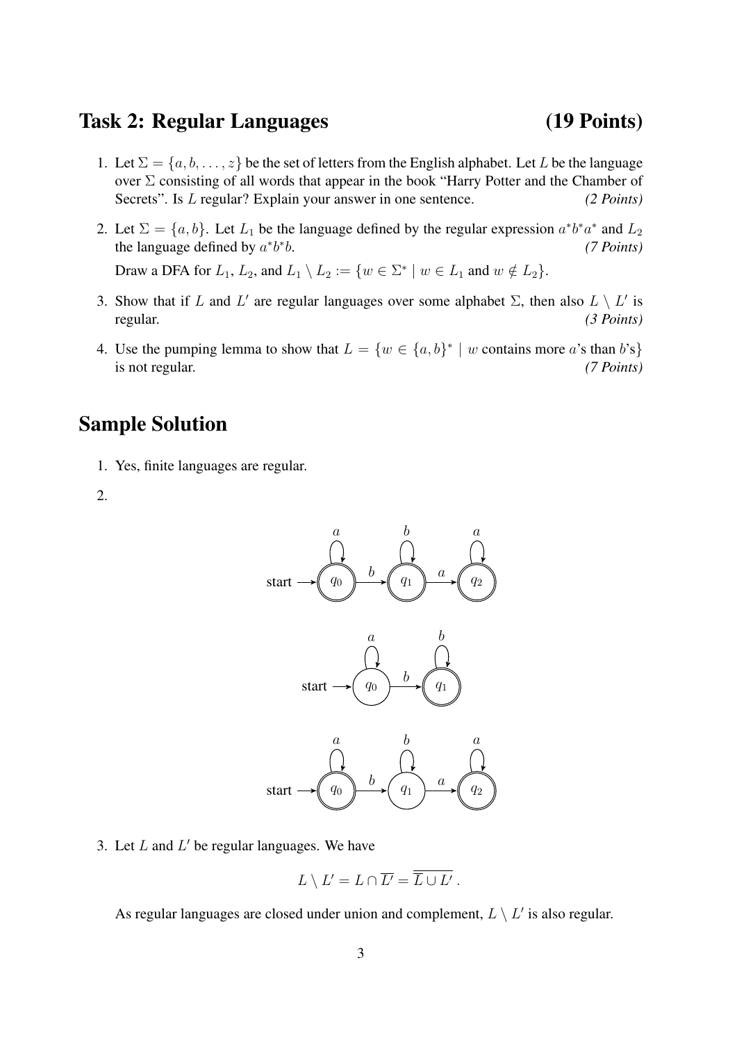## Task 2: Regular Languages (19 Points)

1. Let $\Sigma = \{a, b, \ldots, z\}$ be the set of letters from the English alphabet. Let $L$ be the language over $\Sigma$ consisting of all words that appear in the book "Harry Potter and the Chamber of Secrets". Is $L$ regular? Explain your answer in one sentence. *(2 Points)*

2. Let $\Sigma = \{a, b\}$. Let $L_1$ be the language defined by the regular expression $a^*b^*a^*$ and $L_2$ the language defined by $a^*b^*b$. *(7 Points)*

   Draw a DFA for $L_1$, $L_2$, and $L_1 \setminus L_2 := \{w \in \Sigma^* \mid w \in L_1 \text{ and } w \notin L_2\}$.

3. Show that if $L$ and $L'$ are regular languages over some alphabet $\Sigma$, then also $L \setminus L'$ is regular. *(3 Points)*

4. Use the pumping lemma to show that $L = \{w \in \{a, b\}^* \mid w \text{ contains more } a\text{'s than } b\text{'s}\}$ is not regular. *(7 Points)*

## Sample Solution

1. Yes, finite languages are regular.

2.

3. Let $L$ and $L'$ be regular languages. We have

$$L \setminus L' = L \cap \overline{L'} = \overline{\overline{L} \cup L'} \, .$$

   As regular languages are closed under union and complement, $L \setminus L'$ is also regular.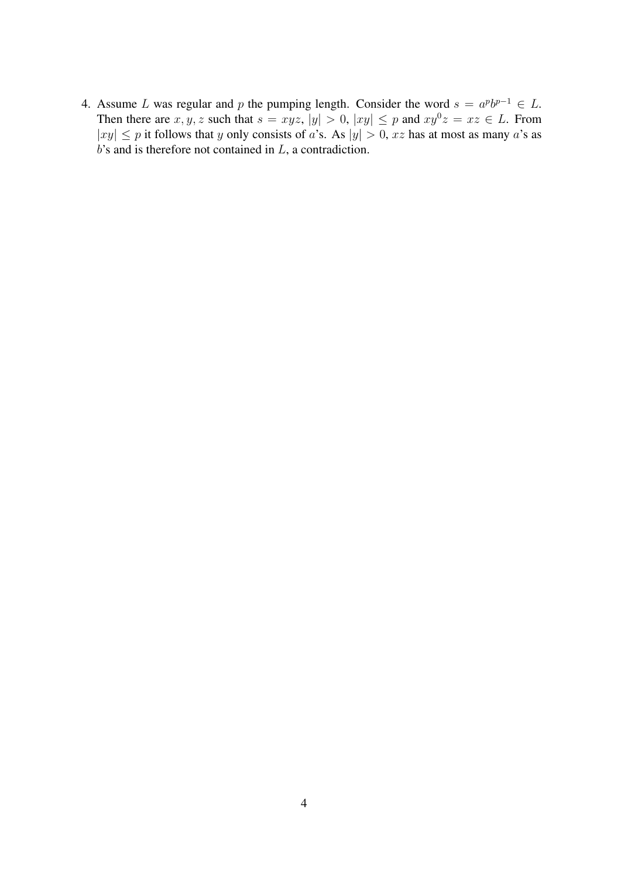4. Assume $L$ was regular and $p$ the pumping length. Consider the word $s = a^p b^{p-1} \in L$. Then there are $x, y, z$ such that $s = xyz$, $|y| > 0$, $|xy| \leq p$ and $xy^0z = xz \in L$. From $|xy| \leq p$ it follows that $y$ only consists of $a$'s. As $|y| > 0$, $xz$ has at most as many $a$'s as $b$'s and is therefore not contained in $L$, a contradiction.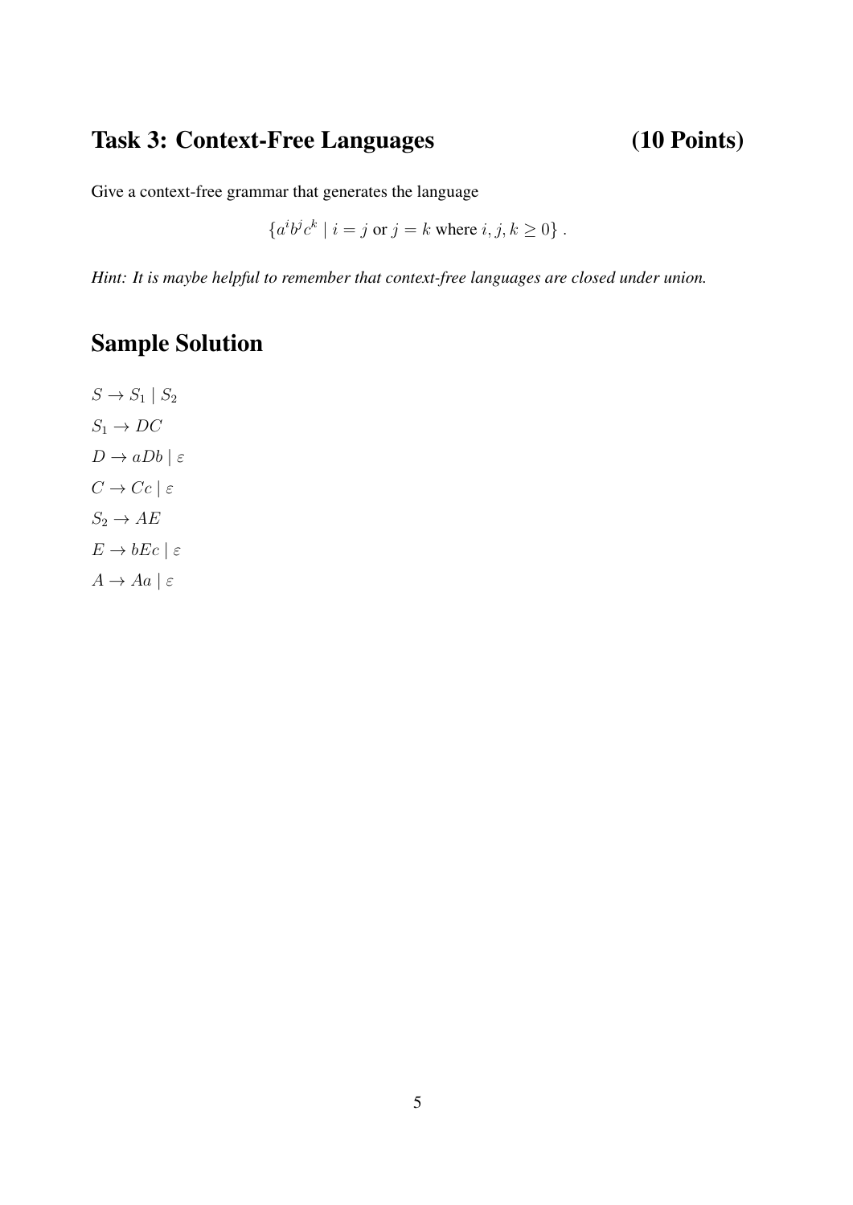## Task 3: Context-Free Languages (10 Points)

Give a context-free grammar that generates the language

$$\{a^i b^j c^k \mid i = j \text{ or } j = k \text{ where } i, j, k \geq 0\}\,.$$

***Hint: It is maybe helpful to remember that context-free languages are closed under union.***

## Sample Solution

$S \to S_1 \mid S_2$

$S_1 \to DC$

$D \to aDb \mid \varepsilon$

$C \to Cc \mid \varepsilon$

$S_2 \to AE$

$E \to bEc \mid \varepsilon$

$A \to Aa \mid \varepsilon$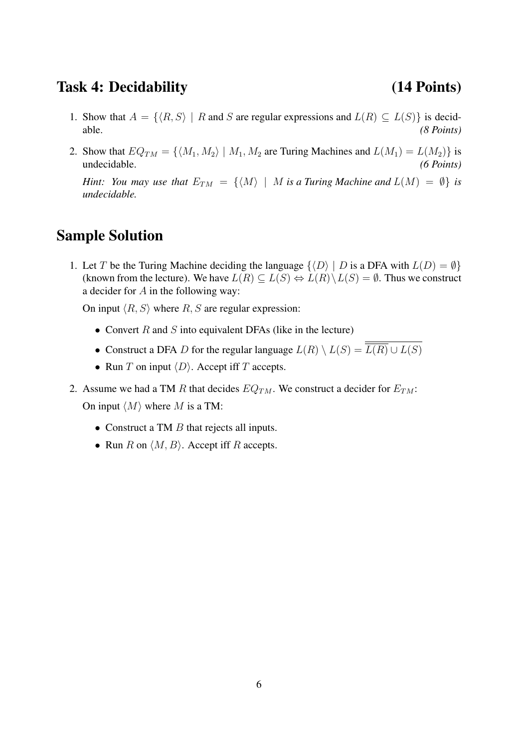## Task 4: Decidability (14 Points)

1. Show that $A = \{\langle R, S\rangle \mid R$ and $S$ are regular expressions and $L(R) \subseteq L(S)\}$ is decidable. ***(8 Points)***

2. Show that $EQ_{TM} = \{\langle M_1, M_2\rangle \mid M_1, M_2$ are Turing Machines and $L(M_1) = L(M_2)\}$ is undecidable. ***(6 Points)***

   ***Hint:** You may use that $E_{TM} = \{\langle M\rangle \mid M$ is a Turing Machine and $L(M) = \emptyset\}$ is undecidable.*

## Sample Solution

1. Let $T$ be the Turing Machine deciding the language $\{\langle D\rangle \mid D$ is a DFA with $L(D) = \emptyset\}$ (known from the lecture). We have $L(R) \subseteq L(S) \Leftrightarrow L(R) \setminus L(S) = \emptyset$. Thus we construct a decider for $A$ in the following way:

   On input $\langle R, S\rangle$ where $R, S$ are regular expression:

   - Convert $R$ and $S$ into equivalent DFAs (like in the lecture)
   - Construct a DFA $D$ for the regular language $L(R) \setminus L(S) = \overline{\overline{L(R)} \cup L(S)}$
   - Run $T$ on input $\langle D\rangle$. Accept iff $T$ accepts.

2. Assume we had a TM $R$ that decides $EQ_{TM}$. We construct a decider for $E_{TM}$:

   On input $\langle M\rangle$ where $M$ is a TM:

   - Construct a TM $B$ that rejects all inputs.
   - Run $R$ on $\langle M, B\rangle$. Accept iff $R$ accepts.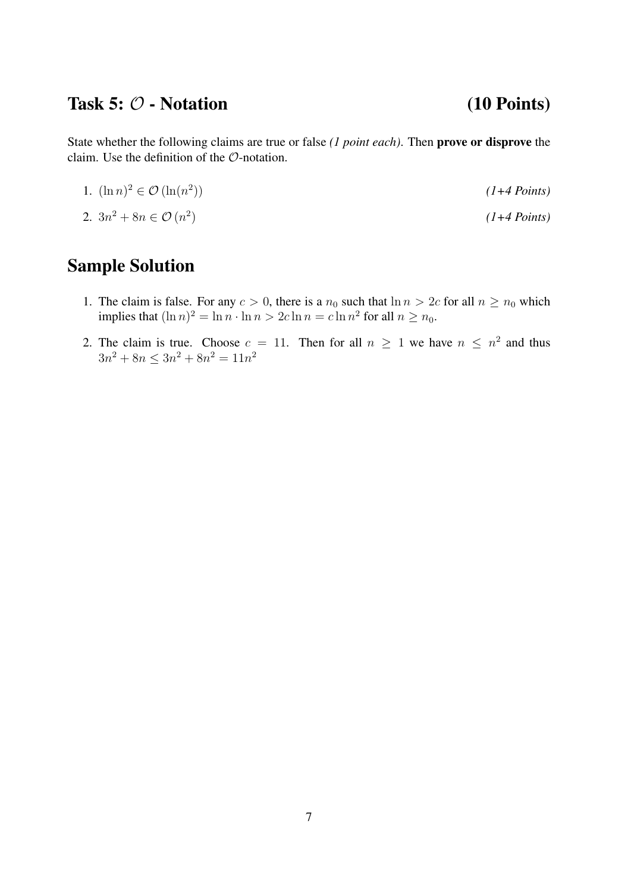## Task 5: $\mathcal{O}$ - Notation (10 Points)

State whether the following claims are true or false *(1 point each)*. Then **prove or disprove** the claim. Use the definition of the $\mathcal{O}$-notation.

1. $(\ln n)^2 \in \mathcal{O}\left(\ln(n^2)\right)$ *(1+4 Points)*
2. $3n^2 + 8n \in \mathcal{O}\left(n^2\right)$ *(1+4 Points)*

## Sample Solution

1. The claim is false. For any $c > 0$, there is a $n_0$ such that $\ln n > 2c$ for all $n \geq n_0$ which implies that $(\ln n)^2 = \ln n \cdot \ln n > 2c \ln n = c \ln n^2$ for all $n \geq n_0$.
2. The claim is true. Choose $c = 11$. Then for all $n \geq 1$ we have $n \leq n^2$ and thus $3n^2 + 8n \leq 3n^2 + 8n^2 = 11n^2$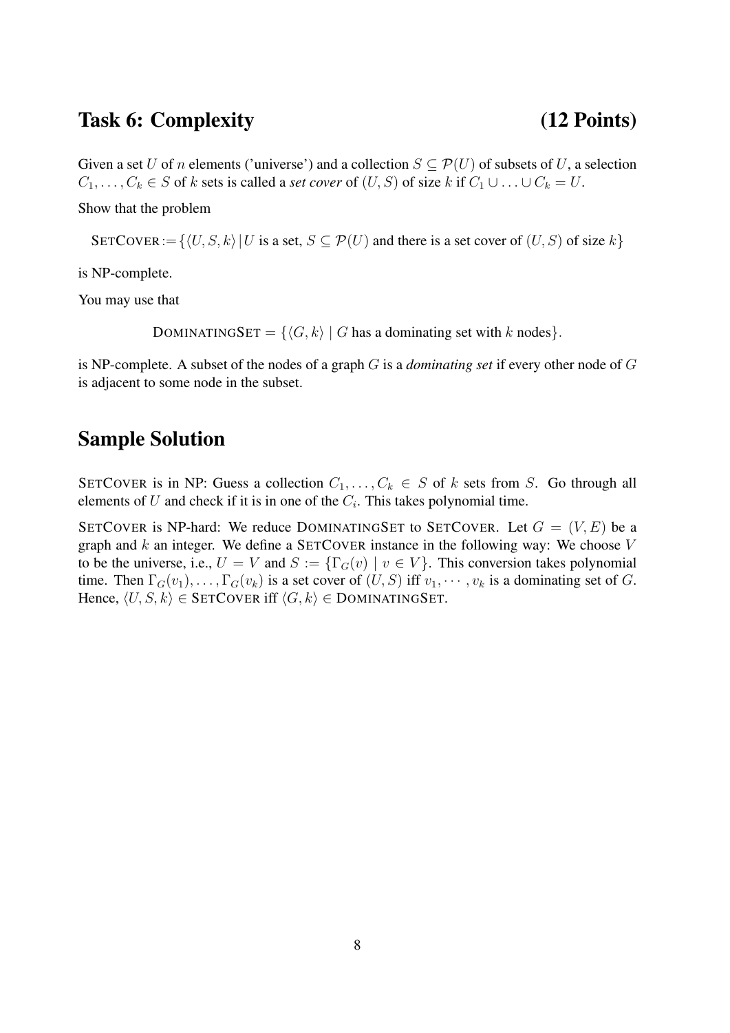## Task 6: Complexity (12 Points)

Given a set $U$ of $n$ elements ('universe') and a collection $S \subseteq \mathcal{P}(U)$ of subsets of $U$, a selection $C_1, \ldots, C_k \in S$ of $k$ sets is called a *set cover* of $(U, S)$ of size $k$ if $C_1 \cup \ldots \cup C_k = U$.

Show that the problem

$$\text{SETCOVER} := \{\langle U, S, k\rangle \,|\, U \text{ is a set, } S \subseteq \mathcal{P}(U) \text{ and there is a set cover of } (U, S) \text{ of size } k\}$$

is NP-complete.

You may use that

$$\text{DOMINATINGSET} = \{\langle G, k\rangle \mid G \text{ has a dominating set with } k \text{ nodes}\}.$$

is NP-complete. A subset of the nodes of a graph $G$ is a *dominating set* if every other node of $G$ is adjacent to some node in the subset.

## Sample Solution

SETCOVER is in NP: Guess a collection $C_1, \ldots, C_k \in S$ of $k$ sets from $S$. Go through all elements of $U$ and check if it is in one of the $C_i$. This takes polynomial time.

SETCOVER is NP-hard: We reduce DOMINATINGSET to SETCOVER. Let $G = (V, E)$ be a graph and $k$ an integer. We define a SETCOVER instance in the following way: We choose $V$ to be the universe, i.e., $U = V$ and $S := \{\Gamma_G(v) \mid v \in V\}$. This conversion takes polynomial time. Then $\Gamma_G(v_1), \ldots, \Gamma_G(v_k)$ is a set cover of $(U, S)$ iff $v_1, \cdots, v_k$ is a dominating set of $G$. Hence, $\langle U, S, k\rangle \in$ SETCOVER iff $\langle G, k\rangle \in$ DOMINATINGSET.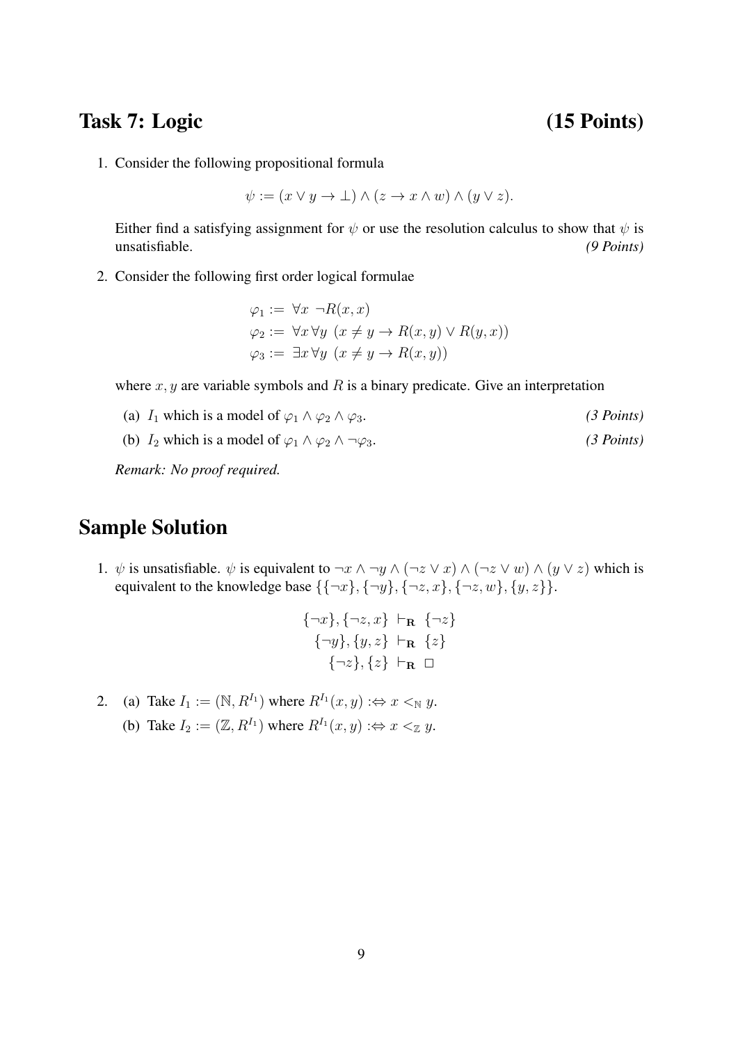## Task 7: Logic (15 Points)

1. Consider the following propositional formula

$$\psi := (x \vee y \to \bot) \wedge (z \to x \wedge w) \wedge (y \vee z).$$

Either find a satisfying assignment for $\psi$ or use the resolution calculus to show that $\psi$ is unsatisfiable. *(9 Points)*

2. Consider the following first order logical formulae

$$\varphi_1 := \forall x \ \neg R(x, x)$$
$$\varphi_2 := \forall x \forall y \ (x \neq y \to R(x, y) \vee R(y, x))$$
$$\varphi_3 := \exists x \forall y \ (x \neq y \to R(x, y))$$

where $x, y$ are variable symbols and $R$ is a binary predicate. Give an interpretation

(a) $I_1$ which is a model of $\varphi_1 \wedge \varphi_2 \wedge \varphi_3$. *(3 Points)*

(b) $I_2$ which is a model of $\varphi_1 \wedge \varphi_2 \wedge \neg\varphi_3$. *(3 Points)*

*Remark: No proof required.*

## Sample Solution

1. $\psi$ is unsatisfiable. $\psi$ is equivalent to $\neg x \wedge \neg y \wedge (\neg z \vee x) \wedge (\neg z \vee w) \wedge (y \vee z)$ which is equivalent to the knowledge base $\{\{\neg x\}, \{\neg y\}, \{\neg z, x\}, \{\neg z, w\}, \{y, z\}\}$.

$$\{\neg x\}, \{\neg z, x\} \vdash_{\mathbf{R}} \{\neg z\}$$
$$\{\neg y\}, \{y, z\} \vdash_{\mathbf{R}} \{z\}$$
$$\{\neg z\}, \{z\} \vdash_{\mathbf{R}} \Box$$

2. (a) Take $I_1 := (\mathbb{N}, R^{I_1})$ where $R^{I_1}(x, y) :\Leftrightarrow x <_{\mathbb{N}} y$.

   (b) Take $I_2 := (\mathbb{Z}, R^{I_1})$ where $R^{I_1}(x, y) :\Leftrightarrow x <_{\mathbb{Z}} y$.